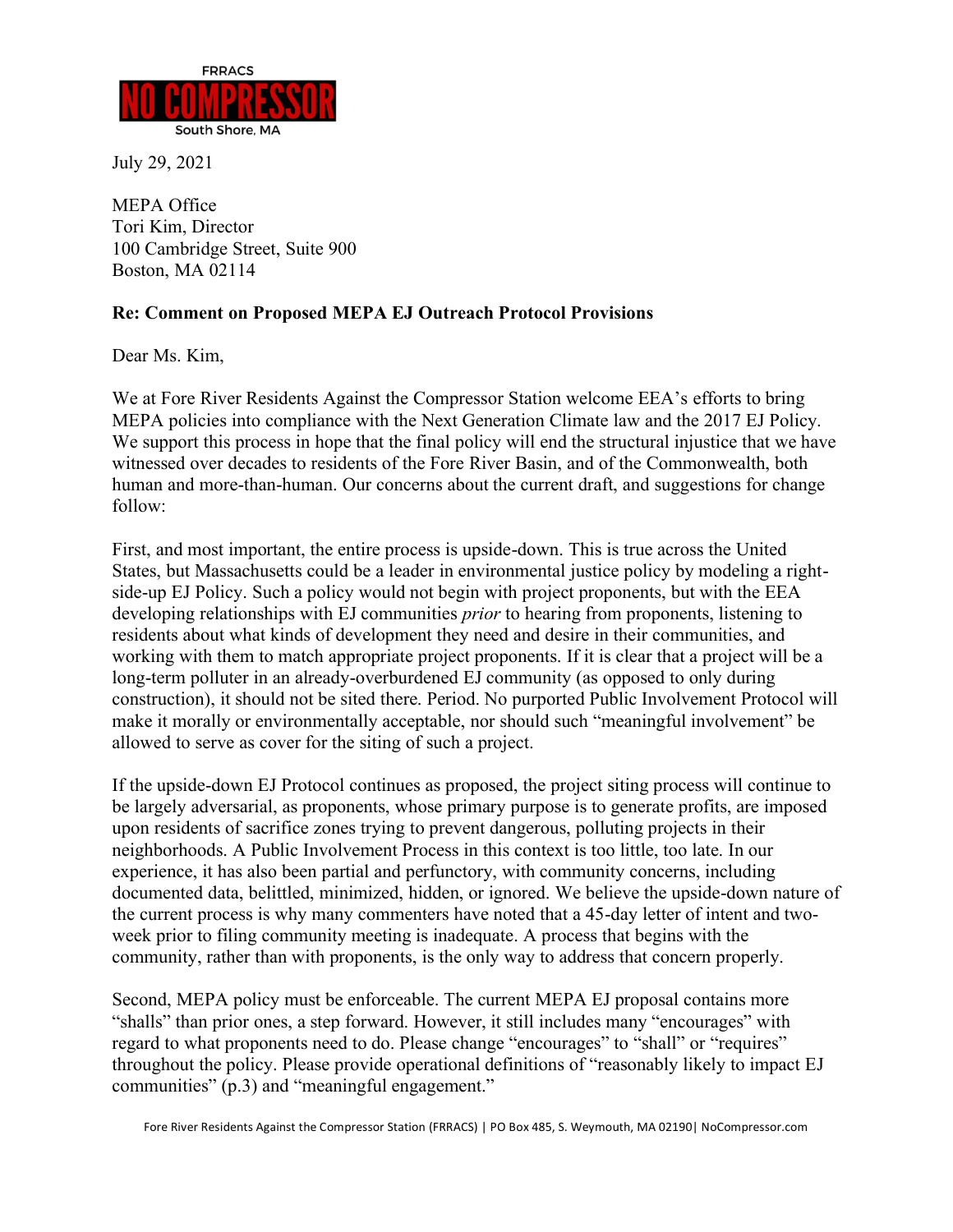FRRACS
NO COMPRESSOR
South Shore, MA

July 29, 2021

MEPA Office
Tori Kim, Director
100 Cambridge Street, Suite 900
Boston, MA 02114

**Re: Comment on Proposed MEPA EJ Outreach Protocol Provisions**

Dear Ms. Kim,

We at Fore River Residents Against the Compressor Station welcome EEA's efforts to bring MEPA policies into compliance with the Next Generation Climate law and the 2017 EJ Policy. We support this process in hope that the final policy will end the structural injustice that we have witnessed over decades to residents of the Fore River Basin, and of the Commonwealth, both human and more-than-human. Our concerns about the current draft, and suggestions for change follow:

First, and most important, the entire process is upside-down. This is true across the United States, but Massachusetts could be a leader in environmental justice policy by modeling a right-side-up EJ Policy. Such a policy would not begin with project proponents, but with the EEA developing relationships with EJ communities *prior* to hearing from proponents, listening to residents about what kinds of development they need and desire in their communities, and working with them to match appropriate project proponents. If it is clear that a project will be a long-term polluter in an already-overburdened EJ community (as opposed to only during construction), it should not be sited there. Period. No purported Public Involvement Protocol will make it morally or environmentally acceptable, nor should such "meaningful involvement" be allowed to serve as cover for the siting of such a project.

If the upside-down EJ Protocol continues as proposed, the project siting process will continue to be largely adversarial, as proponents, whose primary purpose is to generate profits, are imposed upon residents of sacrifice zones trying to prevent dangerous, polluting projects in their neighborhoods. A Public Involvement Process in this context is too little, too late. In our experience, it has also been partial and perfunctory, with community concerns, including documented data, belittled, minimized, hidden, or ignored. We believe the upside-down nature of the current process is why many commenters have noted that a 45-day letter of intent and two-week prior to filing community meeting is inadequate. A process that begins with the community, rather than with proponents, is the only way to address that concern properly.

Second, MEPA policy must be enforceable. The current MEPA EJ proposal contains more "shalls" than prior ones, a step forward. However, it still includes many "encourages" with regard to what proponents need to do. Please change "encourages" to "shall" or "requires" throughout the policy. Please provide operational definitions of "reasonably likely to impact EJ communities" (p.3) and "meaningful engagement."

Fore River Residents Against the Compressor Station (FRRACS) | PO Box 485, S. Weymouth, MA 02190| NoCompressor.com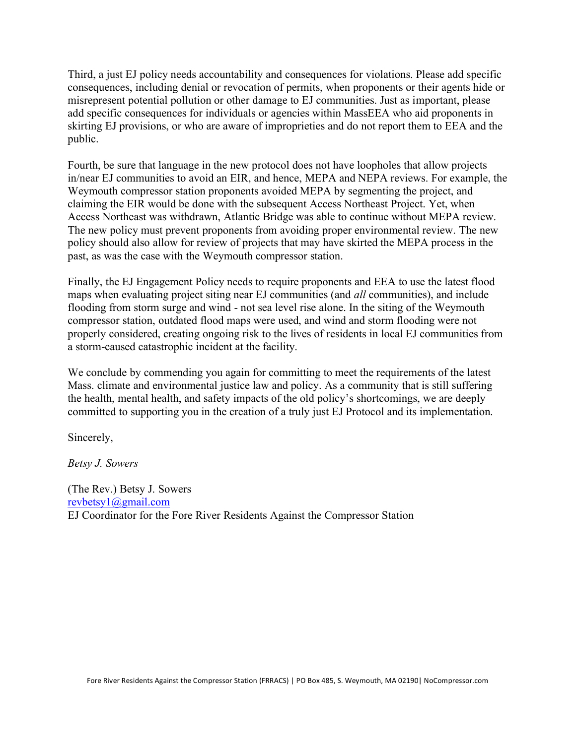Third, a just EJ policy needs accountability and consequences for violations. Please add specific consequences, including denial or revocation of permits, when proponents or their agents hide or misrepresent potential pollution or other damage to EJ communities. Just as important, please add specific consequences for individuals or agencies within MassEEA who aid proponents in skirting EJ provisions, or who are aware of improprieties and do not report them to EEA and the public.

Fourth, be sure that language in the new protocol does not have loopholes that allow projects in/near EJ communities to avoid an EIR, and hence, MEPA and NEPA reviews. For example, the Weymouth compressor station proponents avoided MEPA by segmenting the project, and claiming the EIR would be done with the subsequent Access Northeast Project. Yet, when Access Northeast was withdrawn, Atlantic Bridge was able to continue without MEPA review. The new policy must prevent proponents from avoiding proper environmental review. The new policy should also allow for review of projects that may have skirted the MEPA process in the past, as was the case with the Weymouth compressor station.

Finally, the EJ Engagement Policy needs to require proponents and EEA to use the latest flood maps when evaluating project siting near EJ communities (and *all* communities), and include flooding from storm surge and wind - not sea level rise alone. In the siting of the Weymouth compressor station, outdated flood maps were used, and wind and storm flooding were not properly considered, creating ongoing risk to the lives of residents in local EJ communities from a storm-caused catastrophic incident at the facility.

We conclude by commending you again for committing to meet the requirements of the latest Mass. climate and environmental justice law and policy. As a community that is still suffering the health, mental health, and safety impacts of the old policy's shortcomings, we are deeply committed to supporting you in the creation of a truly just EJ Protocol and its implementation.

Sincerely,

*Betsy J. Sowers*

(The Rev.) Betsy J. Sowers
revbetsy1@gmail.com
EJ Coordinator for the Fore River Residents Against the Compressor Station

Fore River Residents Against the Compressor Station (FRRACS) | PO Box 485, S. Weymouth, MA 02190| NoCompressor.com